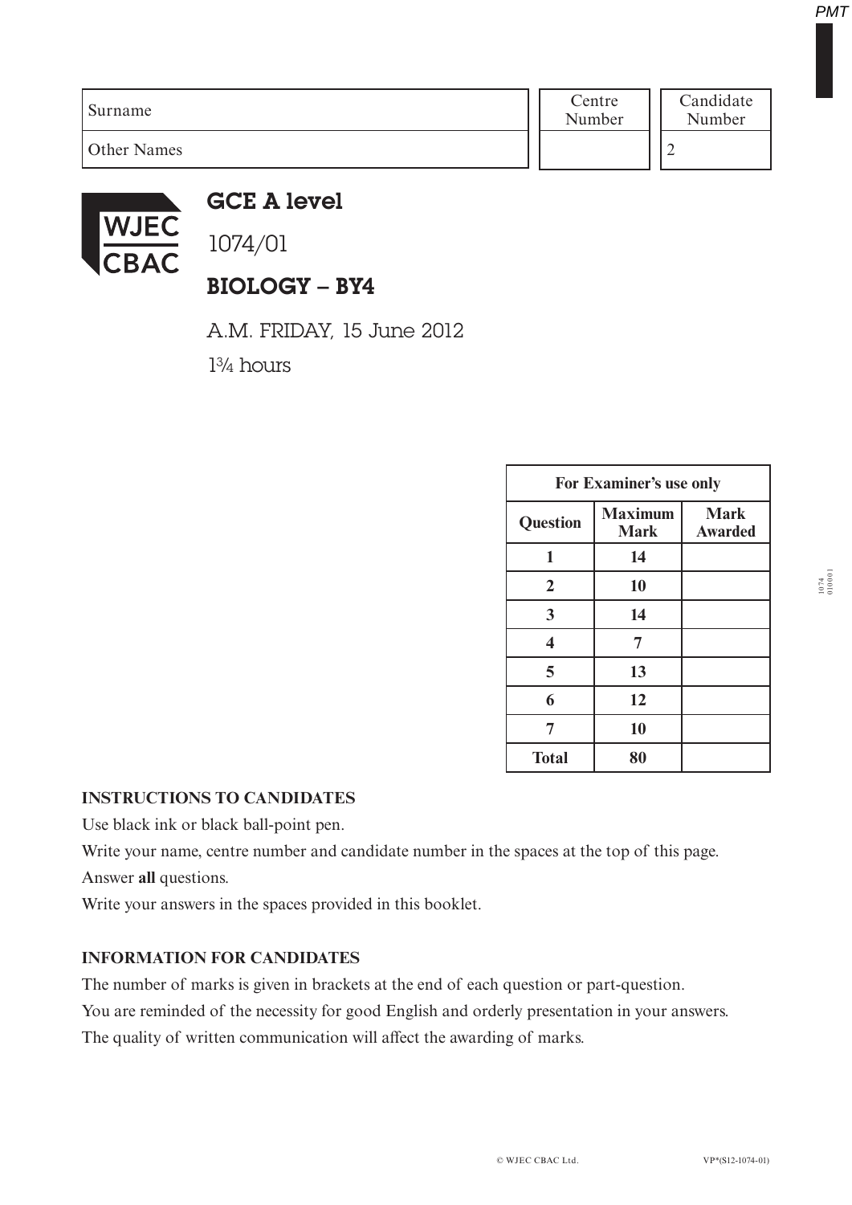| Surname | Centre Number | Candidate Number |
|---|---|---|
| Other Names | | 2 |

# GCE A level

1074/01

## BIOLOGY – BY4

A.M. FRIDAY, 15 June 2012

1¾ hours

| For Examiner's use only | | |
|---|---|---|
| **Question** | **Maximum Mark** | **Mark Awarded** |
| **1** | **14** | |
| **2** | **10** | |
| **3** | **14** | |
| **4** | **7** | |
| **5** | **13** | |
| **6** | **12** | |
| **7** | **10** | |
| **Total** | **80** | |

**INSTRUCTIONS TO CANDIDATES**

Use black ink or black ball-point pen.

Write your name, centre number and candidate number in the spaces at the top of this page.

Answer **all** questions.

Write your answers in the spaces provided in this booklet.

**INFORMATION FOR CANDIDATES**

The number of marks is given in brackets at the end of each question or part-question.

You are reminded of the necessity for good English and orderly presentation in your answers.

The quality of written communication will affect the awarding of marks.

© WJEC CBAC Ltd. VP*(S12-1074-01)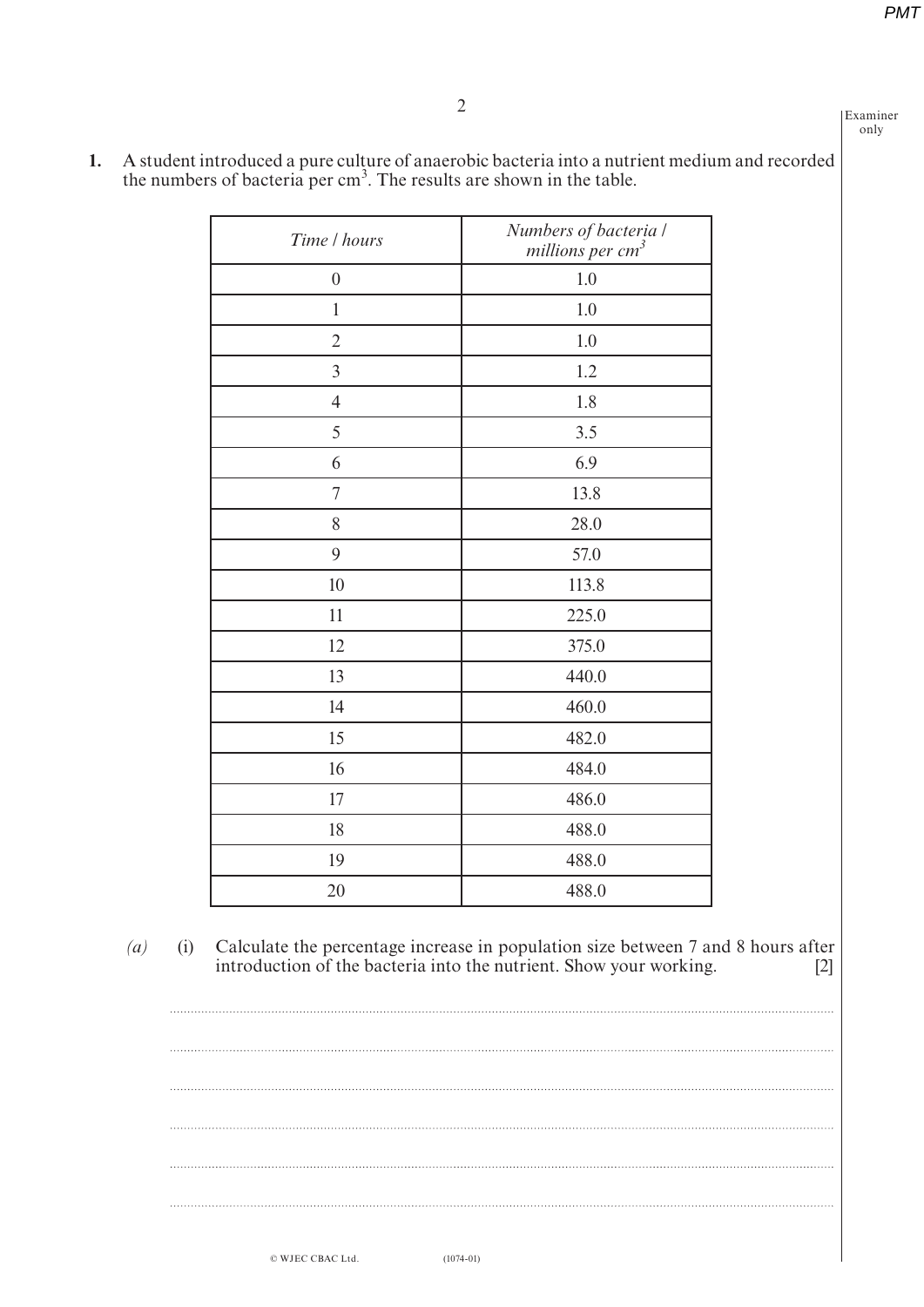**1.** A student introduced a pure culture of anaerobic bacteria into a nutrient medium and recorded the numbers of bacteria per $cm^3$. The results are shown in the table.

| *Time / hours* | *Numbers of bacteria / millions per $cm^3$* |
|---|---|
| 0 | 1.0 |
| 1 | 1.0 |
| 2 | 1.0 |
| 3 | 1.2 |
| 4 | 1.8 |
| 5 | 3.5 |
| 6 | 6.9 |
| 7 | 13.8 |
| 8 | 28.0 |
| 9 | 57.0 |
| 10 | 113.8 |
| 11 | 225.0 |
| 12 | 375.0 |
| 13 | 440.0 |
| 14 | 460.0 |
| 15 | 482.0 |
| 16 | 484.0 |
| 17 | 486.0 |
| 18 | 488.0 |
| 19 | 488.0 |
| 20 | 488.0 |

*(a)* (i) Calculate the percentage increase in population size between 7 and 8 hours after introduction of the bacteria into the nutrient. Show your working. [2]

.............................................................................................................................................

.............................................................................................................................................

.............................................................................................................................................

.............................................................................................................................................

.............................................................................................................................................

.............................................................................................................................................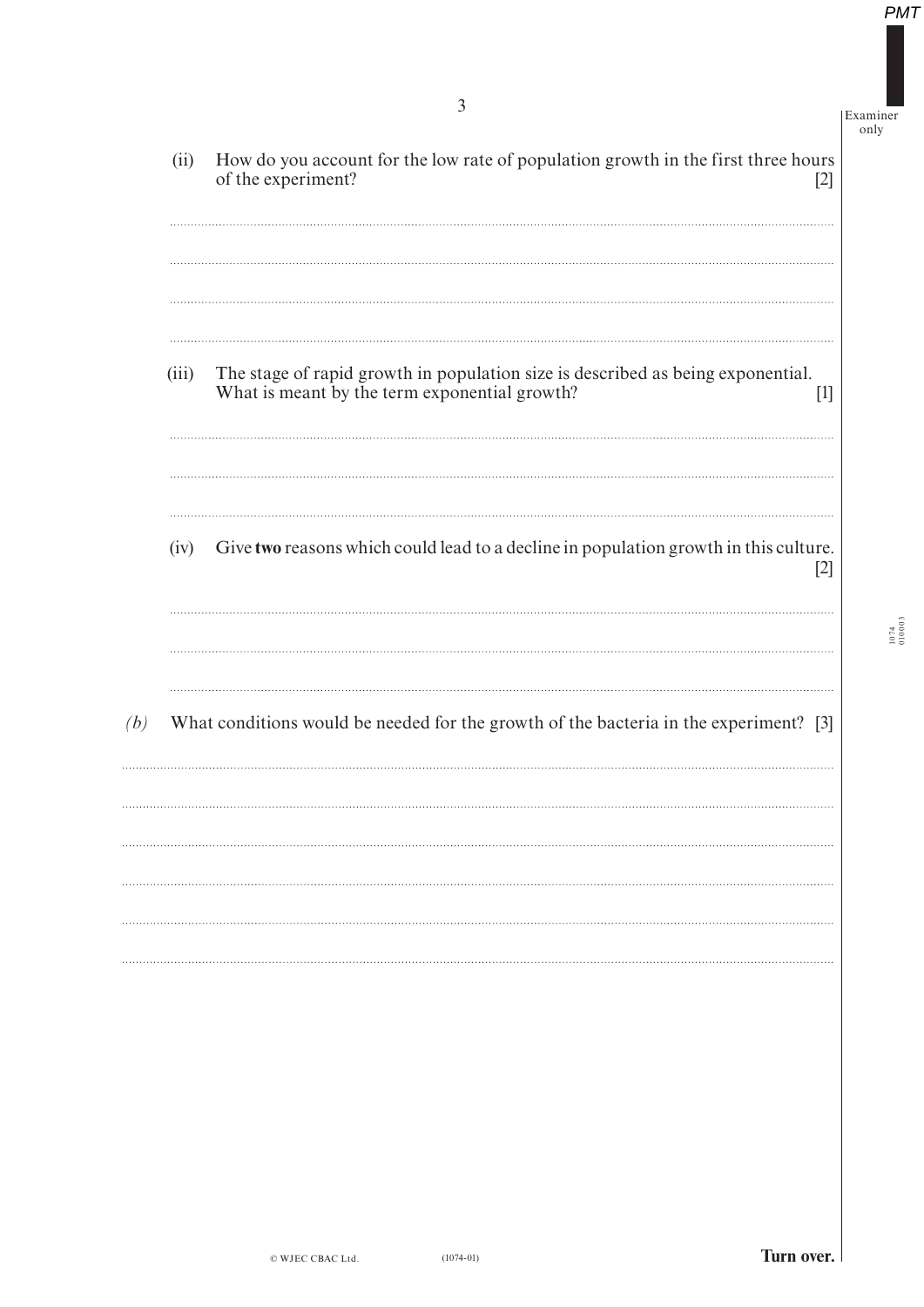(ii) How do you account for the low rate of population growth in the first three hours of the experiment? [2]

(iii) The stage of rapid growth in population size is described as being exponential. What is meant by the term exponential growth? [1]

(iv) Give **two** reasons which could lead to a decline in population growth in this culture. [2]

*(b)* What conditions would be needed for the growth of the bacteria in the experiment? [3]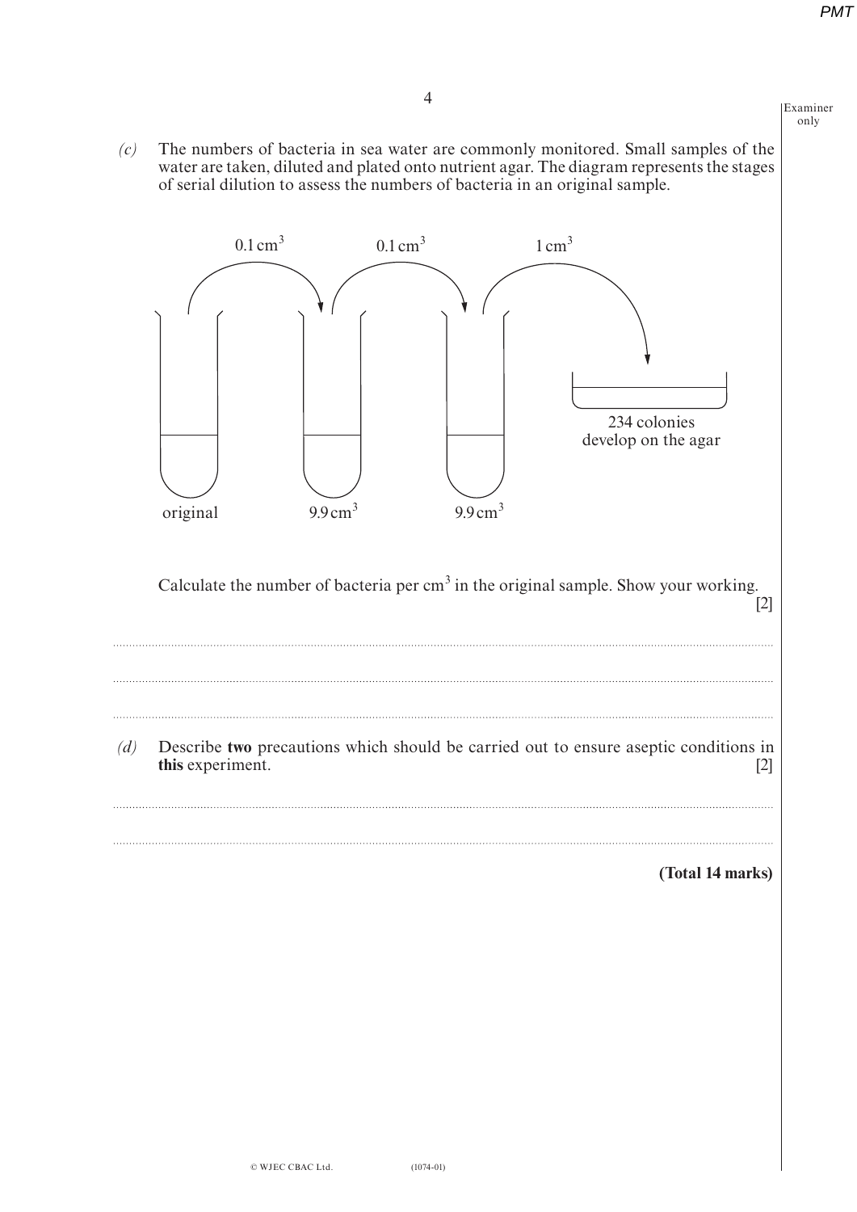*(c)* The numbers of bacteria in sea water are commonly monitored. Small samples of the water are taken, diluted and plated onto nutrient agar. The diagram represents the stages of serial dilution to assess the numbers of bacteria in an original sample.

$0.1\,cm^3$ $0.1\,cm^3$ $1\,cm^3$

original $9.9\,cm^3$ $9.9\,cm^3$

234 colonies develop on the agar

Calculate the number of bacteria per $cm^3$ in the original sample. Show your working. [2]

.............................................................................................................................................................

.............................................................................................................................................................

.............................................................................................................................................................

*(d)* Describe **two** precautions which should be carried out to ensure aseptic conditions in **this** experiment. [2]

.............................................................................................................................................................

.............................................................................................................................................................

**(Total 14 marks)**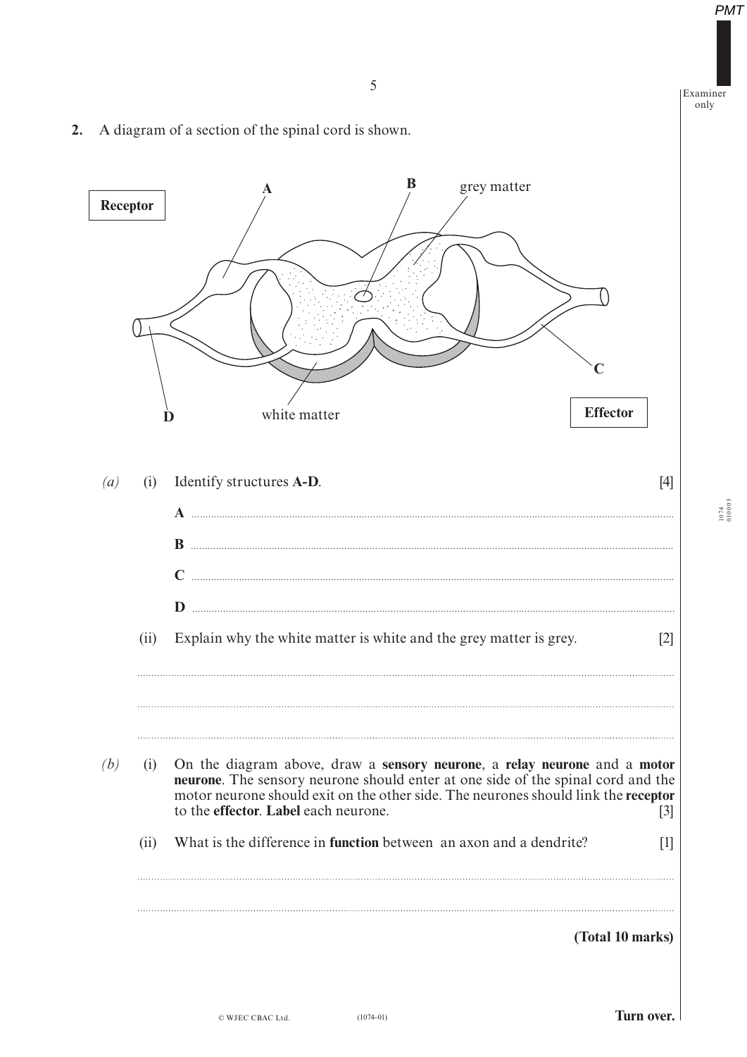**2.** A diagram of a section of the spinal cord is shown.

*(a)* (i) Identify structures **A-D**. [4]

**A** ..............................................................................

**B** ..............................................................................

**C** ..............................................................................

**D** ..............................................................................

(ii) Explain why the white matter is white and the grey matter is grey. [2]

..............................................................................

..............................................................................

..............................................................................

*(b)* (i) On the diagram above, draw a **sensory neurone**, a **relay neurone** and a **motor neurone**. The sensory neurone should enter at one side of the spinal cord and the motor neurone should exit on the other side. The neurones should link the **receptor** to the **effector**. **Label** each neurone. [3]

(ii) What is the difference in **function** between an axon and a dendrite? [1]

..............................................................................

..............................................................................

**(Total 10 marks)**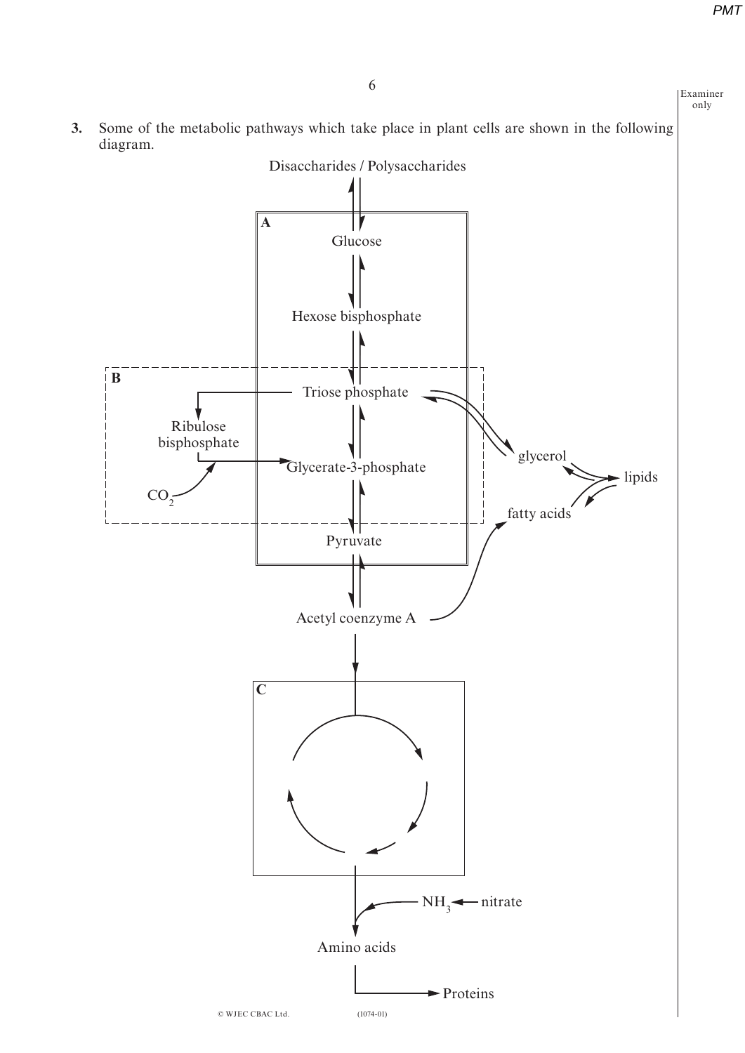**3.** Some of the metabolic pathways which take place in plant cells are shown in the following diagram.

Disaccharides / Polysaccharides

**A**

Glucose

Hexose bisphosphate

**B**

Triose phosphate

Ribulose bisphosphate

Glycerate-3-phosphate

$CO_2$

glycerol

lipids

fatty acids

Pyruvate

Acetyl coenzyme A

**C**

$NH_3$ ← nitrate

Amino acids

Proteins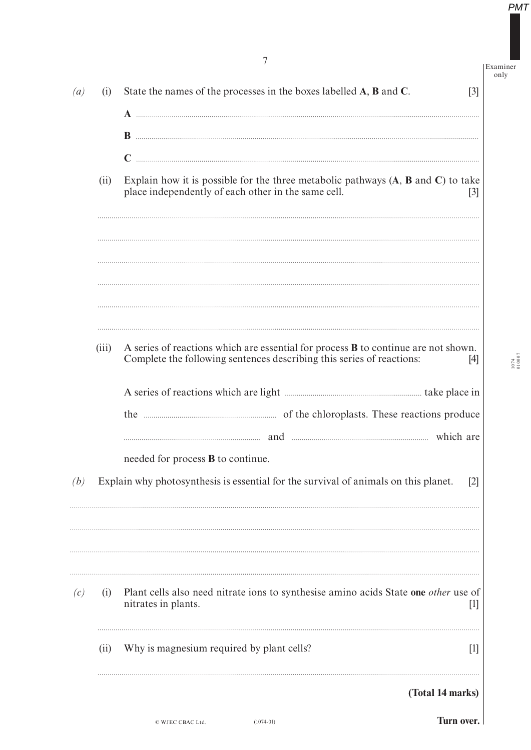*(a)* (i) State the names of the processes in the boxes labelled **A**, **B** and **C**. [3]

**A** ..............................................................................................................................

**B** ..............................................................................................................................

**C** ..............................................................................................................................

(ii) Explain how it is possible for the three metabolic pathways (**A**, **B** and **C**) to take place independently of each other in the same cell. [3]

..............................................................................................................................

..............................................................................................................................

..............................................................................................................................

..............................................................................................................................

..............................................................................................................................

..............................................................................................................................

(iii) A series of reactions which are essential for process **B** to continue are not shown. Complete the following sentences describing this series of reactions: [4]

A series of reactions which are light .............................. take place in the .............................. of the chloroplasts. These reactions produce .............................. and .............................. which are needed for process **B** to continue.

*(b)* Explain why photosynthesis is essential for the survival of animals on this planet. [2]

..............................................................................................................................

..............................................................................................................................

..............................................................................................................................

..............................................................................................................................

*(c)* (i) Plant cells also need nitrate ions to synthesise amino acids State **one** *other* use of nitrates in plants. [1]

..............................................................................................................................

(ii) Why is magnesium required by plant cells? [1]

..............................................................................................................................

**(Total 14 marks)**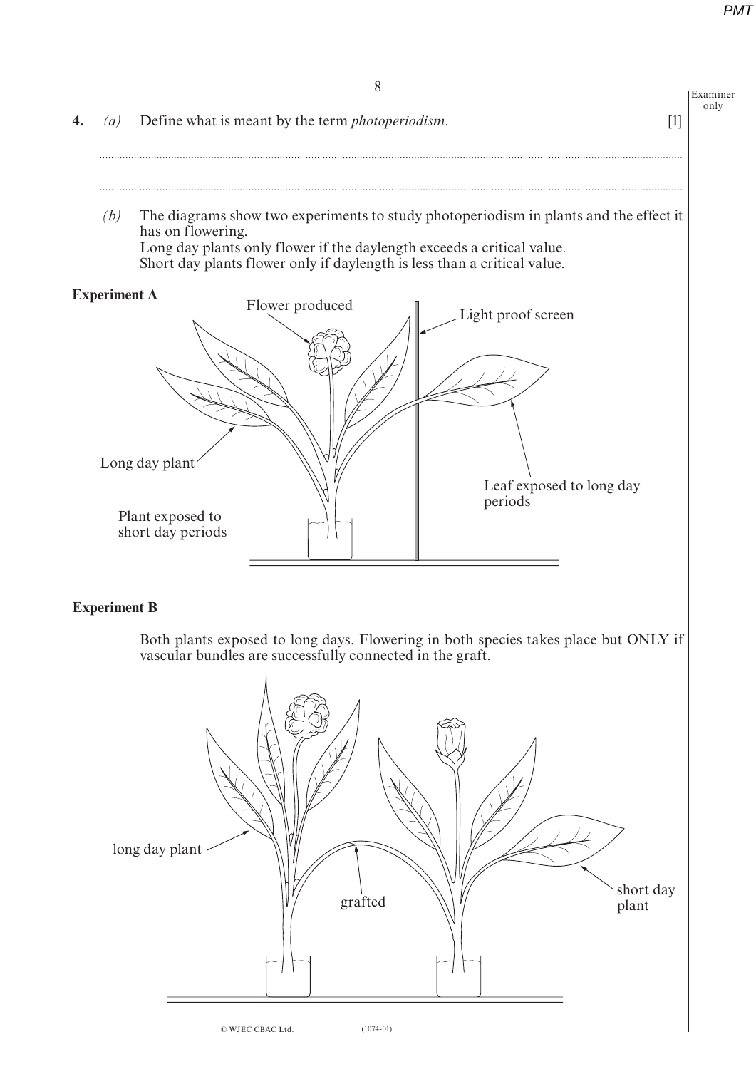**4.** *(a)* Define what is meant by the term *photoperiodism*. [1]

.............................................................................................................................................................................................

.............................................................................................................................................................................................

*(b)* The diagrams show two experiments to study photoperiodism in plants and the effect it has on flowering.
Long day plants only flower if the daylength exceeds a critical value.
Short day plants flower only if daylength is less than a critical value.

**Experiment A**

Flower produced

Light proof screen

Long day plant

Leaf exposed to long day periods

Plant exposed to short day periods

**Experiment B**

Both plants exposed to long days. Flowering in both species takes place but ONLY if vascular bundles are successfully connected in the graft.

long day plant

grafted

short day plant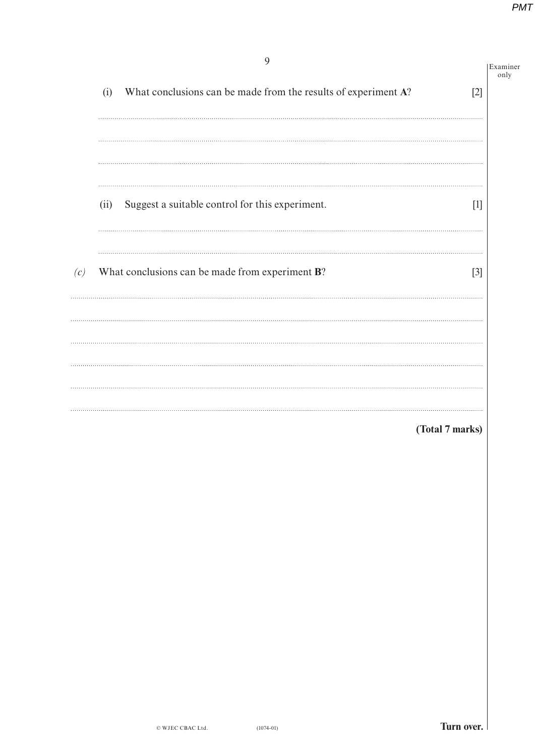(i) What conclusions can be made from the results of experiment **A**? [2]

..............................................................................................................................................

..............................................................................................................................................

..............................................................................................................................................

..............................................................................................................................................

(ii) Suggest a suitable control for this experiment. [1]

..............................................................................................................................................

..............................................................................................................................................

*(c)* What conclusions can be made from experiment **B**? [3]

..............................................................................................................................................

..............................................................................................................................................

..............................................................................................................................................

..............................................................................................................................................

..............................................................................................................................................

..............................................................................................................................................

**(Total 7 marks)**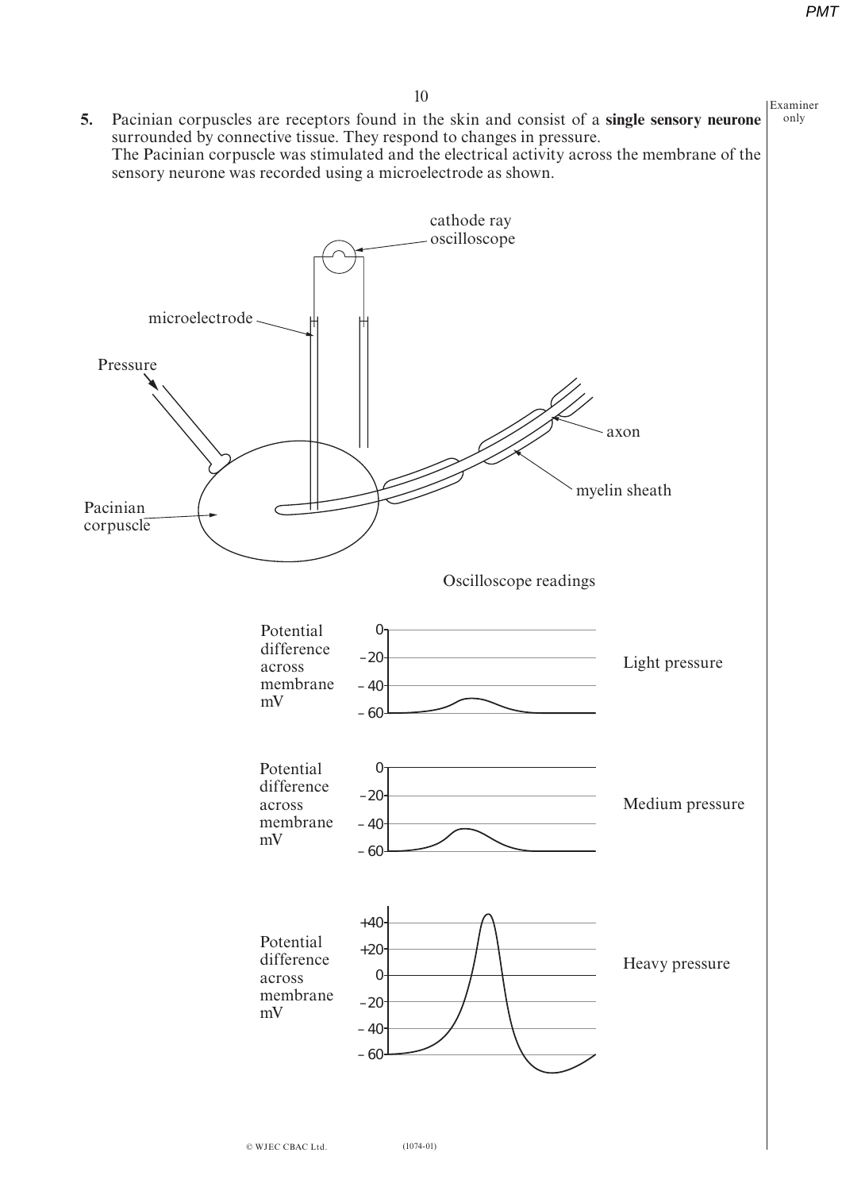**5.** Pacinian corpuscles are receptors found in the skin and consist of a **single sensory neurone** surrounded by connective tissue. They respond to changes in pressure.
The Pacinian corpuscle was stimulated and the electrical activity across the membrane of the sensory neurone was recorded using a microelectrode as shown.

cathode ray oscilloscope

microelectrode

Pressure

axon

myelin sheath

Pacinian corpuscle

Oscilloscope readings

Potential difference across membrane mV — Light pressure

Potential difference across membrane mV — Medium pressure

Potential difference across membrane mV — Heavy pressure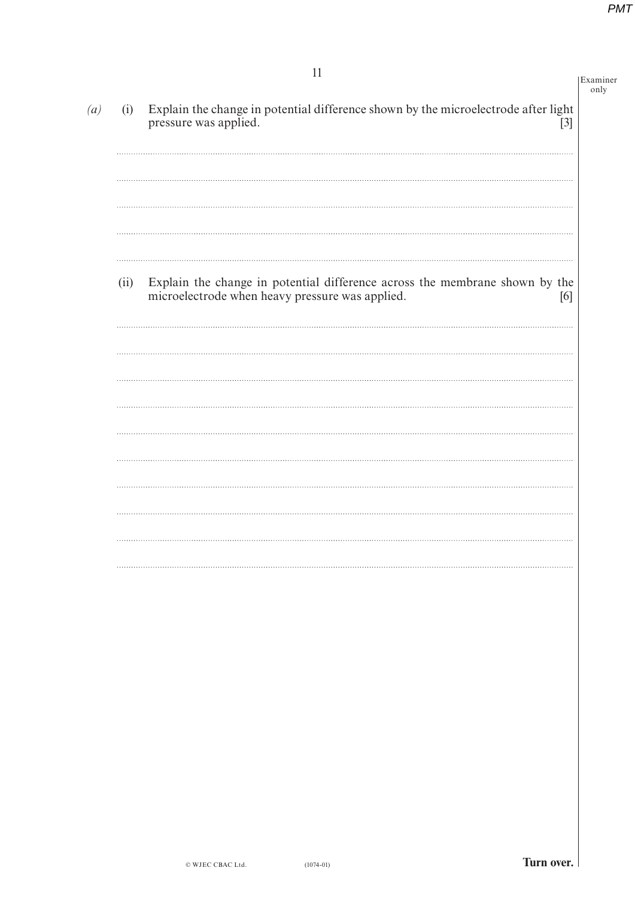*(a)* (i) Explain the change in potential difference shown by the microelectrode after light pressure was applied. [3]

..........................................................................................................................................

..........................................................................................................................................

..........................................................................................................................................

..........................................................................................................................................

..........................................................................................................................................

(ii) Explain the change in potential difference across the membrane shown by the microelectrode when heavy pressure was applied. [6]

..........................................................................................................................................

..........................................................................................................................................

..........................................................................................................................................

..........................................................................................................................................

..........................................................................................................................................

..........................................................................................................................................

..........................................................................................................................................

..........................................................................................................................................

..........................................................................................................................................

..........................................................................................................................................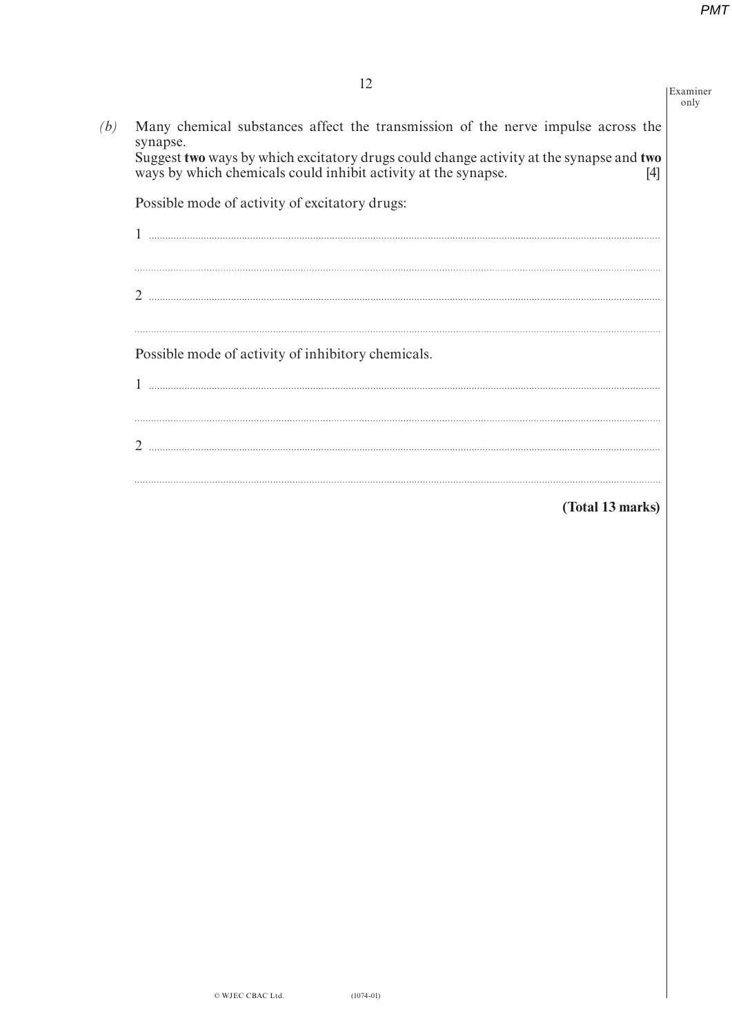*(b)* Many chemical substances affect the transmission of the nerve impulse across the synapse.
Suggest **two** ways by which excitatory drugs could change activity at the synapse and **two** ways by which chemicals could inhibit activity at the synapse. [4]

Possible mode of activity of excitatory drugs:

1 ..............................................................................................................................................

..............................................................................................................................................

2 ..............................................................................................................................................

..............................................................................................................................................

Possible mode of activity of inhibitory chemicals.

1 ..............................................................................................................................................

..............................................................................................................................................

2 ..............................................................................................................................................

..............................................................................................................................................

**(Total 13 marks)**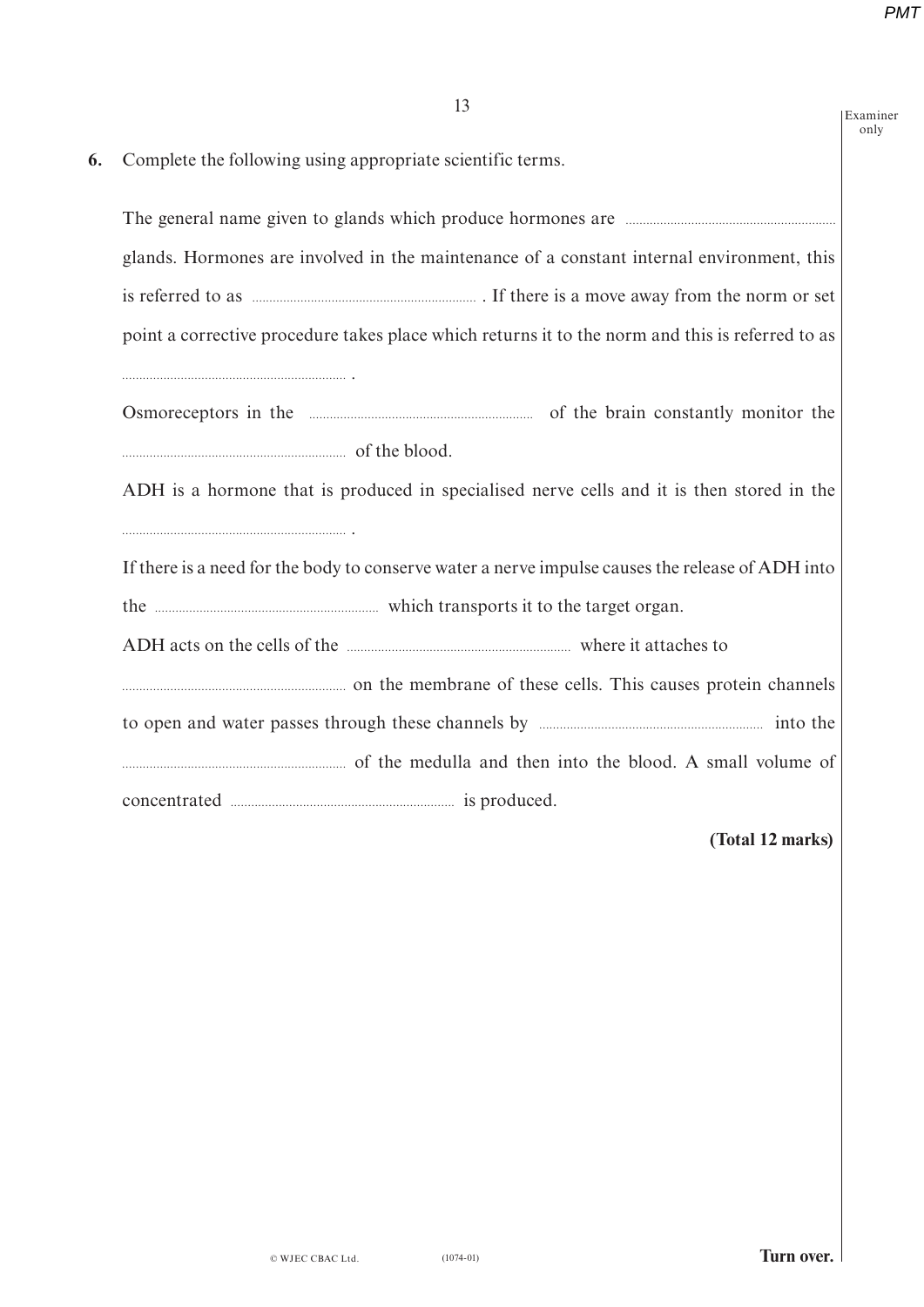**6.** Complete the following using appropriate scientific terms.

The general name given to glands which produce hormones are .................................................. glands. Hormones are involved in the maintenance of a constant internal environment, this is referred to as .................................................. . If there is a move away from the norm or set point a corrective procedure takes place which returns it to the norm and this is referred to as .................................................. .

Osmoreceptors in the .................................................. of the brain constantly monitor the .................................................. of the blood.

ADH is a hormone that is produced in specialised nerve cells and it is then stored in the .................................................. .

If there is a need for the body to conserve water a nerve impulse causes the release of ADH into the .................................................. which transports it to the target organ.

ADH acts on the cells of the .................................................. where it attaches to .................................................. on the membrane of these cells. This causes protein channels to open and water passes through these channels by .................................................. into the .................................................. of the medulla and then into the blood. A small volume of concentrated .................................................. is produced.

**(Total 12 marks)**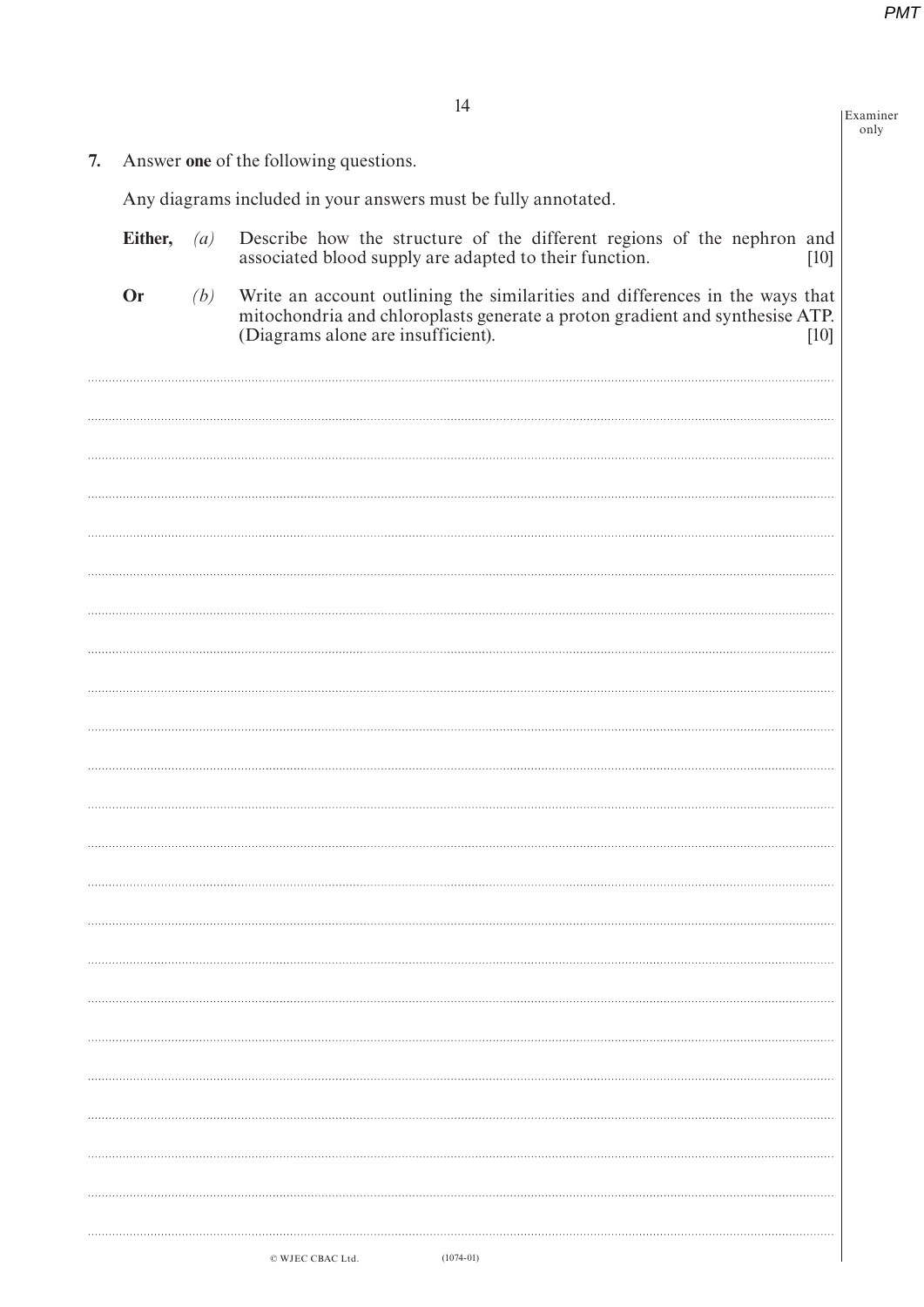**7.** Answer **one** of the following questions.

Any diagrams included in your answers must be fully annotated.

**Either,** *(a)* Describe how the structure of the different regions of the nephron and associated blood supply are adapted to their function. [10]

**Or** *(b)* Write an account outlining the similarities and differences in the ways that mitochondria and chloroplasts generate a proton gradient and synthesise ATP. (Diagrams alone are insufficient). [10]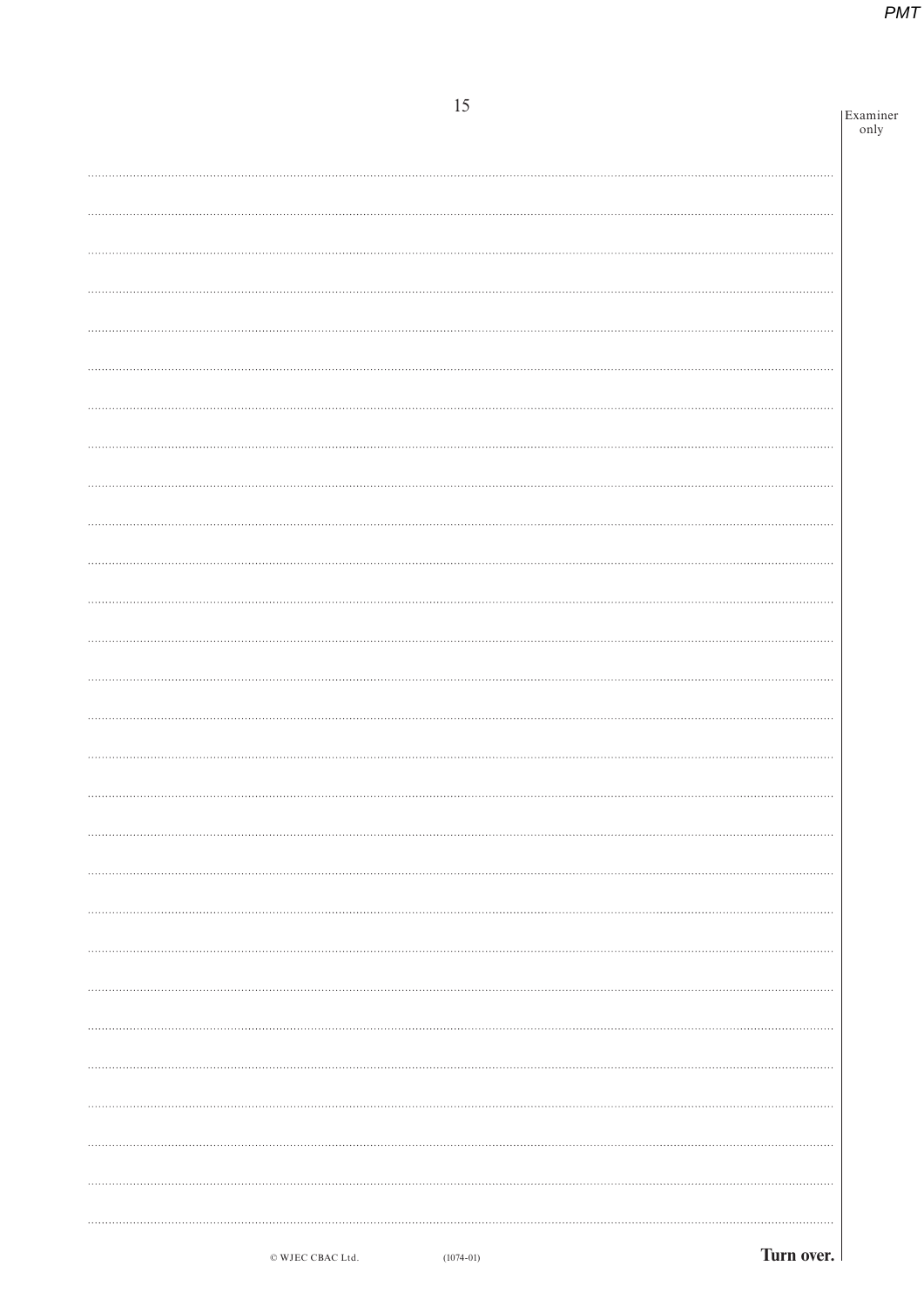Turn over.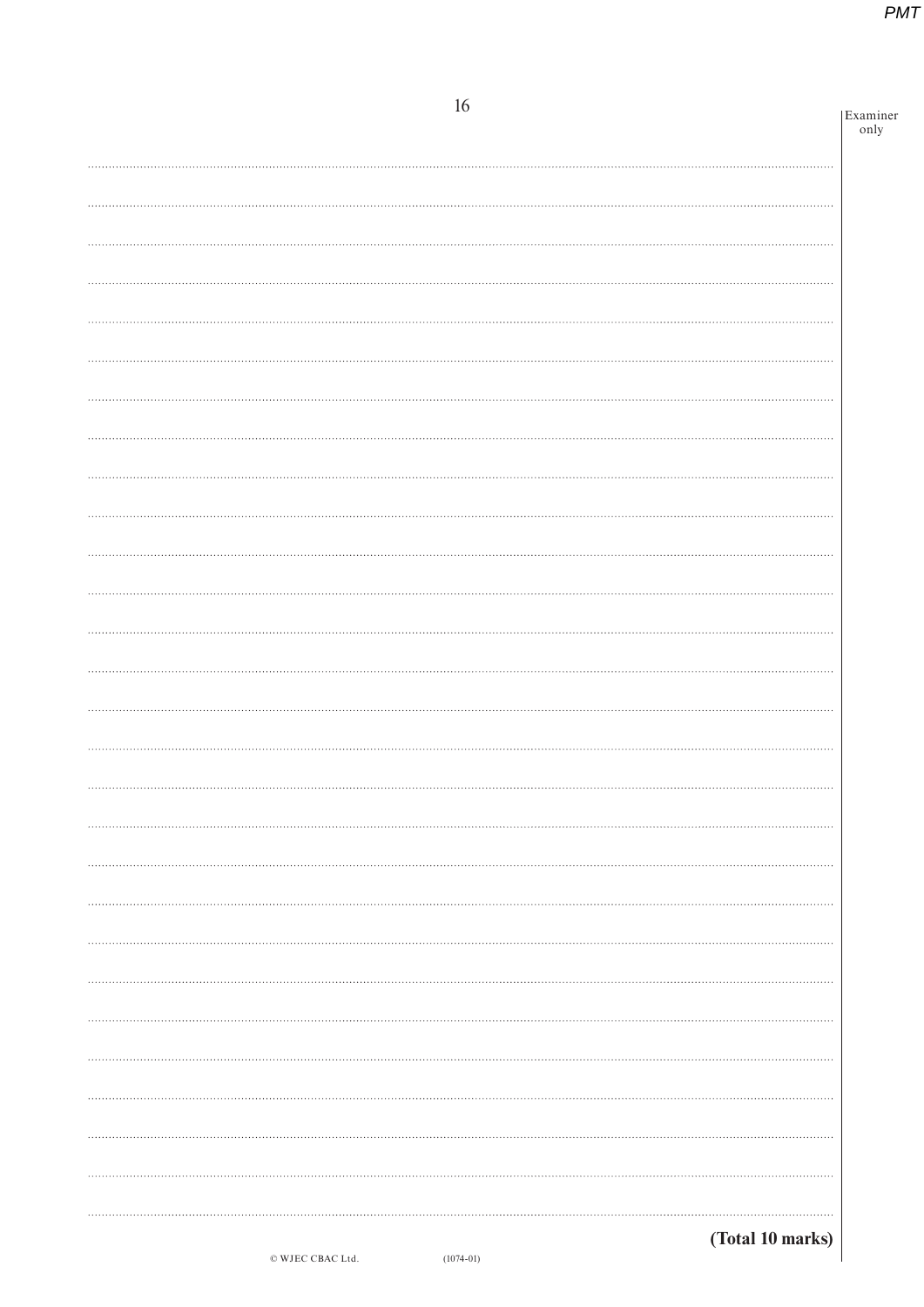**(Total 10 marks)**